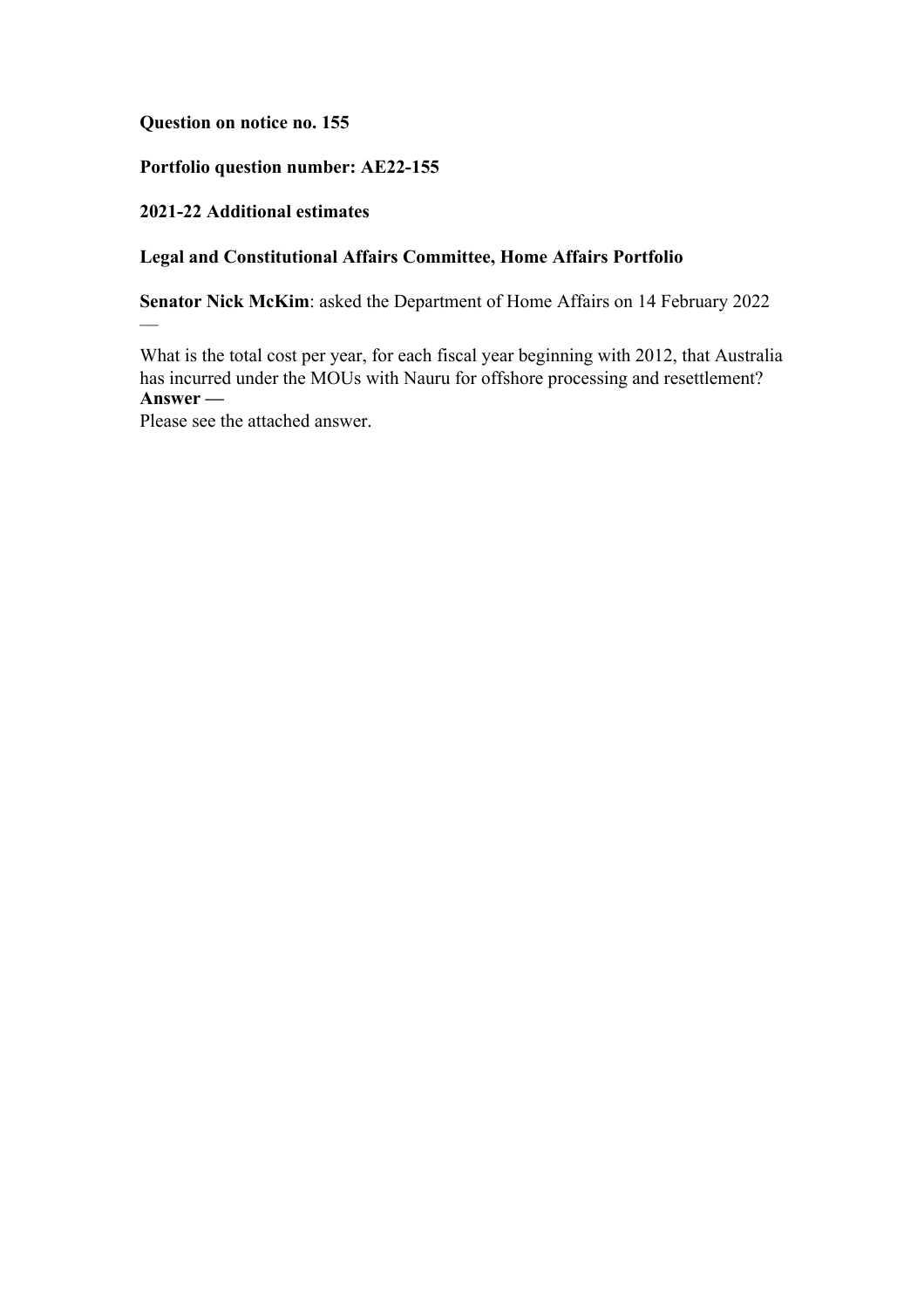**Question on notice no. 155**

**Portfolio question number: AE22-155**

**2021-22 Additional estimates**

**Legal and Constitutional Affairs Committee, Home Affairs Portfolio**

**Senator Nick McKim**: asked the Department of Home Affairs on 14 February 2022 —

What is the total cost per year, for each fiscal year beginning with 2012, that Australia has incurred under the MOUs with Nauru for offshore processing and resettlement?

**Answer —**

Please see the attached answer.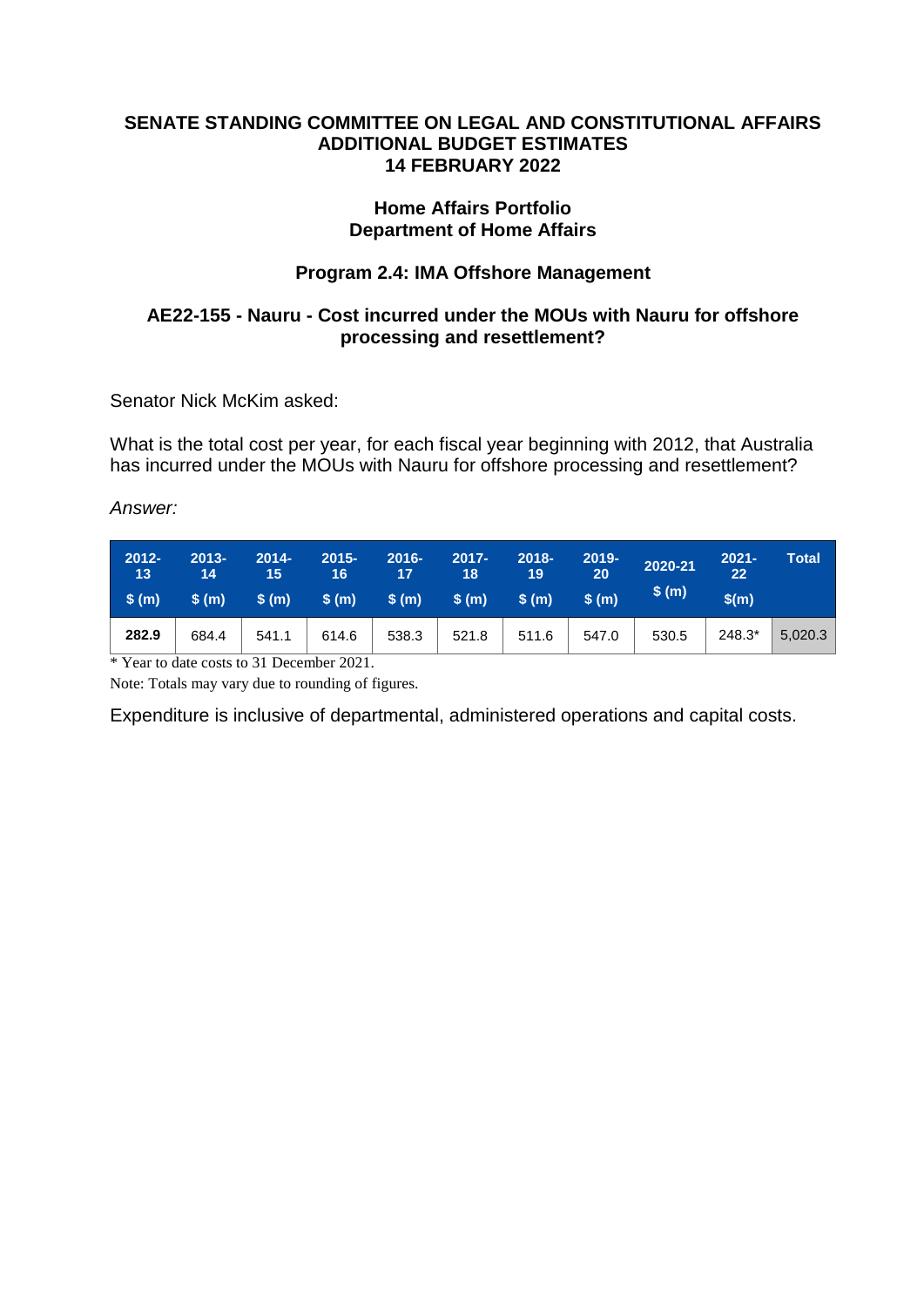**SENATE STANDING COMMITTEE ON LEGAL AND CONSTITUTIONAL AFFAIRS**
**ADDITIONAL BUDGET ESTIMATES**
**14 FEBRUARY 2022**

**Home Affairs Portfolio**
**Department of Home Affairs**

**Program 2.4: IMA Offshore Management**

**AE22-155 - Nauru - Cost incurred under the MOUs with Nauru for offshore processing and resettlement?**

Senator Nick McKim asked:

What is the total cost per year, for each fiscal year beginning with 2012, that Australia has incurred under the MOUs with Nauru for offshore processing and resettlement?

*Answer:*

| 2012-13 $ (m) | 2013-14 $ (m) | 2014-15 $ (m) | 2015-16 $ (m) | 2016-17 $ (m) | 2017-18 $ (m) | 2018-19 $ (m) | 2019-20 $ (m) | 2020-21 $ (m) | 2021-22 $(m) | Total |
|---|---|---|---|---|---|---|---|---|---|---|
| **282.9** | 684.4 | 541.1 | 614.6 | 538.3 | 521.8 | 511.6 | 547.0 | 530.5 | 248.3* | 5,020.3 |

* Year to date costs to 31 December 2021.

Note: Totals may vary due to rounding of figures.

Expenditure is inclusive of departmental, administered operations and capital costs.